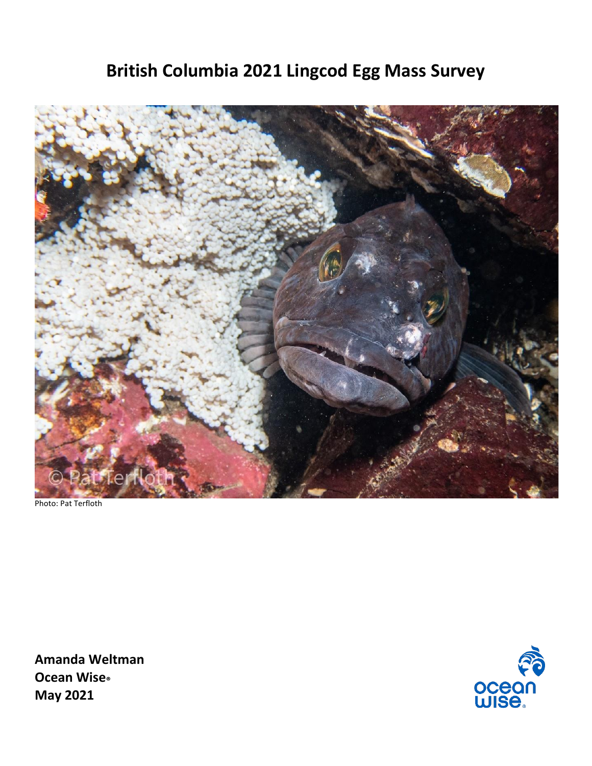# British Columbia 2021 Lingcod Egg Mass Survey

Photo: Pat Terfloth

**Amanda Weltman**
**Ocean Wise®**
**May 2021**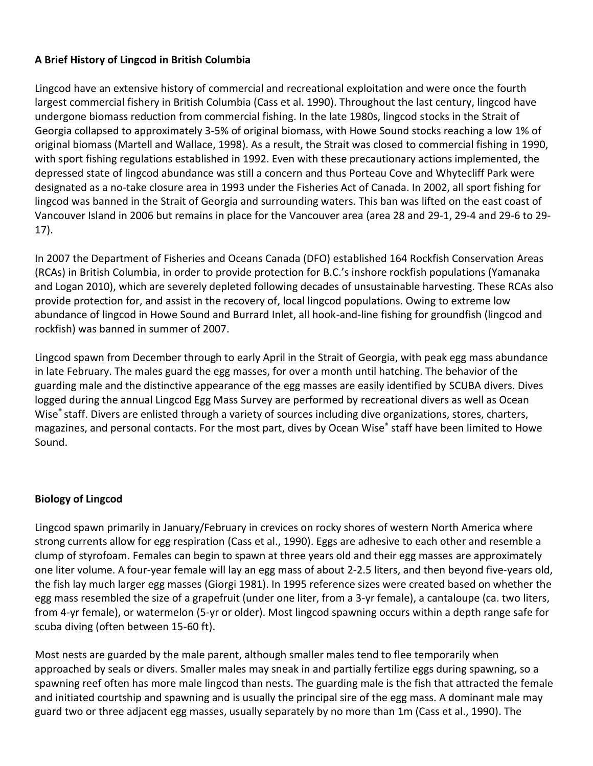**A Brief History of Lingcod in British Columbia**

Lingcod have an extensive history of commercial and recreational exploitation and were once the fourth largest commercial fishery in British Columbia (Cass et al. 1990). Throughout the last century, lingcod have undergone biomass reduction from commercial fishing. In the late 1980s, lingcod stocks in the Strait of Georgia collapsed to approximately 3-5% of original biomass, with Howe Sound stocks reaching a low 1% of original biomass (Martell and Wallace, 1998). As a result, the Strait was closed to commercial fishing in 1990, with sport fishing regulations established in 1992. Even with these precautionary actions implemented, the depressed state of lingcod abundance was still a concern and thus Porteau Cove and Whytecliff Park were designated as a no-take closure area in 1993 under the Fisheries Act of Canada. In 2002, all sport fishing for lingcod was banned in the Strait of Georgia and surrounding waters. This ban was lifted on the east coast of Vancouver Island in 2006 but remains in place for the Vancouver area (area 28 and 29-1, 29-4 and 29-6 to 29-17).

In 2007 the Department of Fisheries and Oceans Canada (DFO) established 164 Rockfish Conservation Areas (RCAs) in British Columbia, in order to provide protection for B.C.'s inshore rockfish populations (Yamanaka and Logan 2010), which are severely depleted following decades of unsustainable harvesting. These RCAs also provide protection for, and assist in the recovery of, local lingcod populations. Owing to extreme low abundance of lingcod in Howe Sound and Burrard Inlet, all hook-and-line fishing for groundfish (lingcod and rockfish) was banned in summer of 2007.

Lingcod spawn from December through to early April in the Strait of Georgia, with peak egg mass abundance in late February. The males guard the egg masses, for over a month until hatching. The behavior of the guarding male and the distinctive appearance of the egg masses are easily identified by SCUBA divers. Dives logged during the annual Lingcod Egg Mass Survey are performed by recreational divers as well as Ocean Wise® staff. Divers are enlisted through a variety of sources including dive organizations, stores, charters, magazines, and personal contacts. For the most part, dives by Ocean Wise® staff have been limited to Howe Sound.

**Biology of Lingcod**

Lingcod spawn primarily in January/February in crevices on rocky shores of western North America where strong currents allow for egg respiration (Cass et al., 1990). Eggs are adhesive to each other and resemble a clump of styrofoam. Females can begin to spawn at three years old and their egg masses are approximately one liter volume. A four-year female will lay an egg mass of about 2-2.5 liters, and then beyond five-years old, the fish lay much larger egg masses (Giorgi 1981). In 1995 reference sizes were created based on whether the egg mass resembled the size of a grapefruit (under one liter, from a 3-yr female), a cantaloupe (ca. two liters, from 4-yr female), or watermelon (5-yr or older). Most lingcod spawning occurs within a depth range safe for scuba diving (often between 15-60 ft).

Most nests are guarded by the male parent, although smaller males tend to flee temporarily when approached by seals or divers. Smaller males may sneak in and partially fertilize eggs during spawning, so a spawning reef often has more male lingcod than nests. The guarding male is the fish that attracted the female and initiated courtship and spawning and is usually the principal sire of the egg mass. A dominant male may guard two or three adjacent egg masses, usually separately by no more than 1m (Cass et al., 1990). The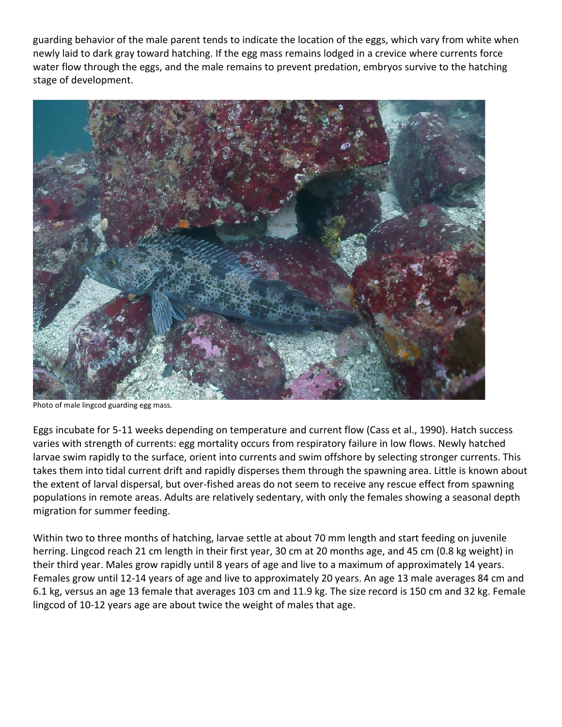guarding behavior of the male parent tends to indicate the location of the eggs, which vary from white when newly laid to dark gray toward hatching. If the egg mass remains lodged in a crevice where currents force water flow through the eggs, and the male remains to prevent predation, embryos survive to the hatching stage of development.

Photo of male lingcod guarding egg mass.

Eggs incubate for 5-11 weeks depending on temperature and current flow (Cass et al., 1990). Hatch success varies with strength of currents: egg mortality occurs from respiratory failure in low flows. Newly hatched larvae swim rapidly to the surface, orient into currents and swim offshore by selecting stronger currents. This takes them into tidal current drift and rapidly disperses them through the spawning area. Little is known about the extent of larval dispersal, but over-fished areas do not seem to receive any rescue effect from spawning populations in remote areas. Adults are relatively sedentary, with only the females showing a seasonal depth migration for summer feeding.

Within two to three months of hatching, larvae settle at about 70 mm length and start feeding on juvenile herring. Lingcod reach 21 cm length in their first year, 30 cm at 20 months age, and 45 cm (0.8 kg weight) in their third year. Males grow rapidly until 8 years of age and live to a maximum of approximately 14 years. Females grow until 12-14 years of age and live to approximately 20 years. An age 13 male averages 84 cm and 6.1 kg, versus an age 13 female that averages 103 cm and 11.9 kg. The size record is 150 cm and 32 kg. Female lingcod of 10-12 years age are about twice the weight of males that age.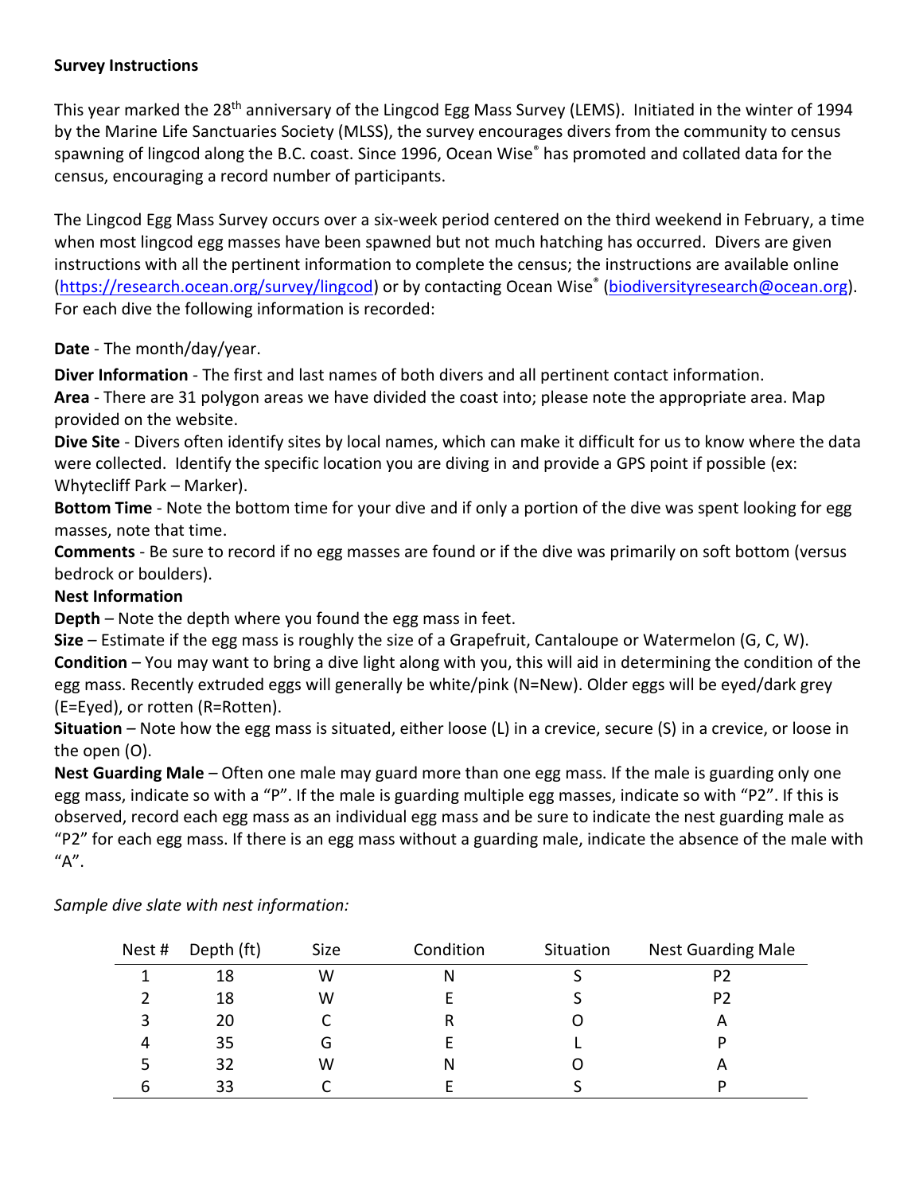**Survey Instructions**

This year marked the 28th anniversary of the Lingcod Egg Mass Survey (LEMS). Initiated in the winter of 1994 by the Marine Life Sanctuaries Society (MLSS), the survey encourages divers from the community to census spawning of lingcod along the B.C. coast. Since 1996, Ocean Wise® has promoted and collated data for the census, encouraging a record number of participants.

The Lingcod Egg Mass Survey occurs over a six-week period centered on the third weekend in February, a time when most lingcod egg masses have been spawned but not much hatching has occurred. Divers are given instructions with all the pertinent information to complete the census; the instructions are available online (https://research.ocean.org/survey/lingcod) or by contacting Ocean Wise® (biodiversityresearch@ocean.org). For each dive the following information is recorded:

**Date** - The month/day/year.

**Diver Information** - The first and last names of both divers and all pertinent contact information.

**Area** - There are 31 polygon areas we have divided the coast into; please note the appropriate area. Map provided on the website.

**Dive Site** - Divers often identify sites by local names, which can make it difficult for us to know where the data were collected. Identify the specific location you are diving in and provide a GPS point if possible (ex: Whytecliff Park – Marker).

**Bottom Time** - Note the bottom time for your dive and if only a portion of the dive was spent looking for egg masses, note that time.

**Comments** - Be sure to record if no egg masses are found or if the dive was primarily on soft bottom (versus bedrock or boulders).

**Nest Information**

**Depth** – Note the depth where you found the egg mass in feet.

**Size** – Estimate if the egg mass is roughly the size of a Grapefruit, Cantaloupe or Watermelon (G, C, W).

**Condition** – You may want to bring a dive light along with you, this will aid in determining the condition of the egg mass. Recently extruded eggs will generally be white/pink (N=New). Older eggs will be eyed/dark grey (E=Eyed), or rotten (R=Rotten).

**Situation** – Note how the egg mass is situated, either loose (L) in a crevice, secure (S) in a crevice, or loose in the open (O).

**Nest Guarding Male** – Often one male may guard more than one egg mass. If the male is guarding only one egg mass, indicate so with a "P". If the male is guarding multiple egg masses, indicate so with "P2". If this is observed, record each egg mass as an individual egg mass and be sure to indicate the nest guarding male as "P2" for each egg mass. If there is an egg mass without a guarding male, indicate the absence of the male with "A".

*Sample dive slate with nest information:*

| Nest # | Depth (ft) | Size | Condition | Situation | Nest Guarding Male |
|---|---|---|---|---|---|
| 1 | 18 | W | N | S | P2 |
| 2 | 18 | W | E | S | P2 |
| 3 | 20 | C | R | O | A |
| 4 | 35 | G | E | L | P |
| 5 | 32 | W | N | O | A |
| 6 | 33 | C | E | S | P |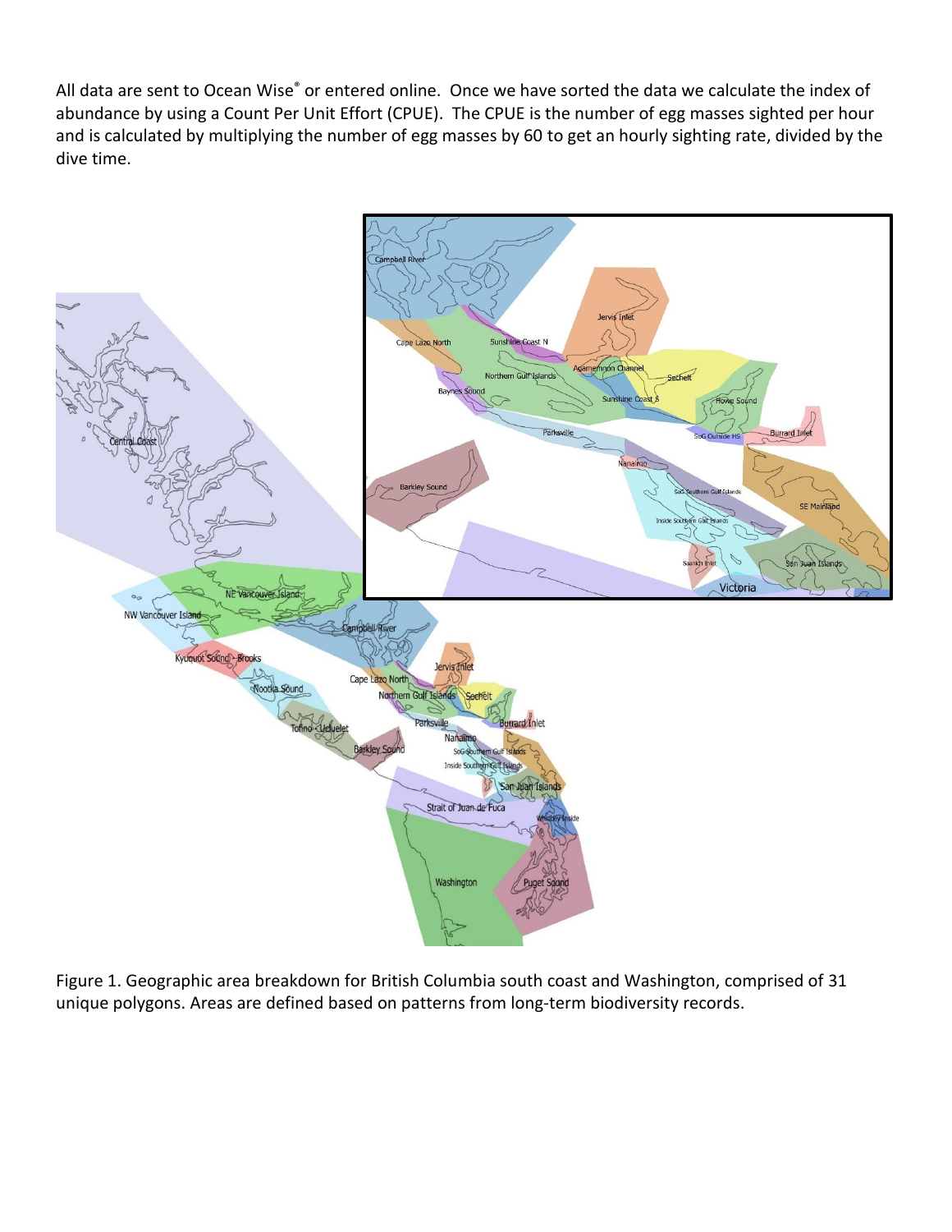All data are sent to Ocean Wise® or entered online. Once we have sorted the data we calculate the index of abundance by using a Count Per Unit Effort (CPUE). The CPUE is the number of egg masses sighted per hour and is calculated by multiplying the number of egg masses by 60 to get an hourly sighting rate, divided by the dive time.

Figure 1. Geographic area breakdown for British Columbia south coast and Washington, comprised of 31 unique polygons. Areas are defined based on patterns from long-term biodiversity records.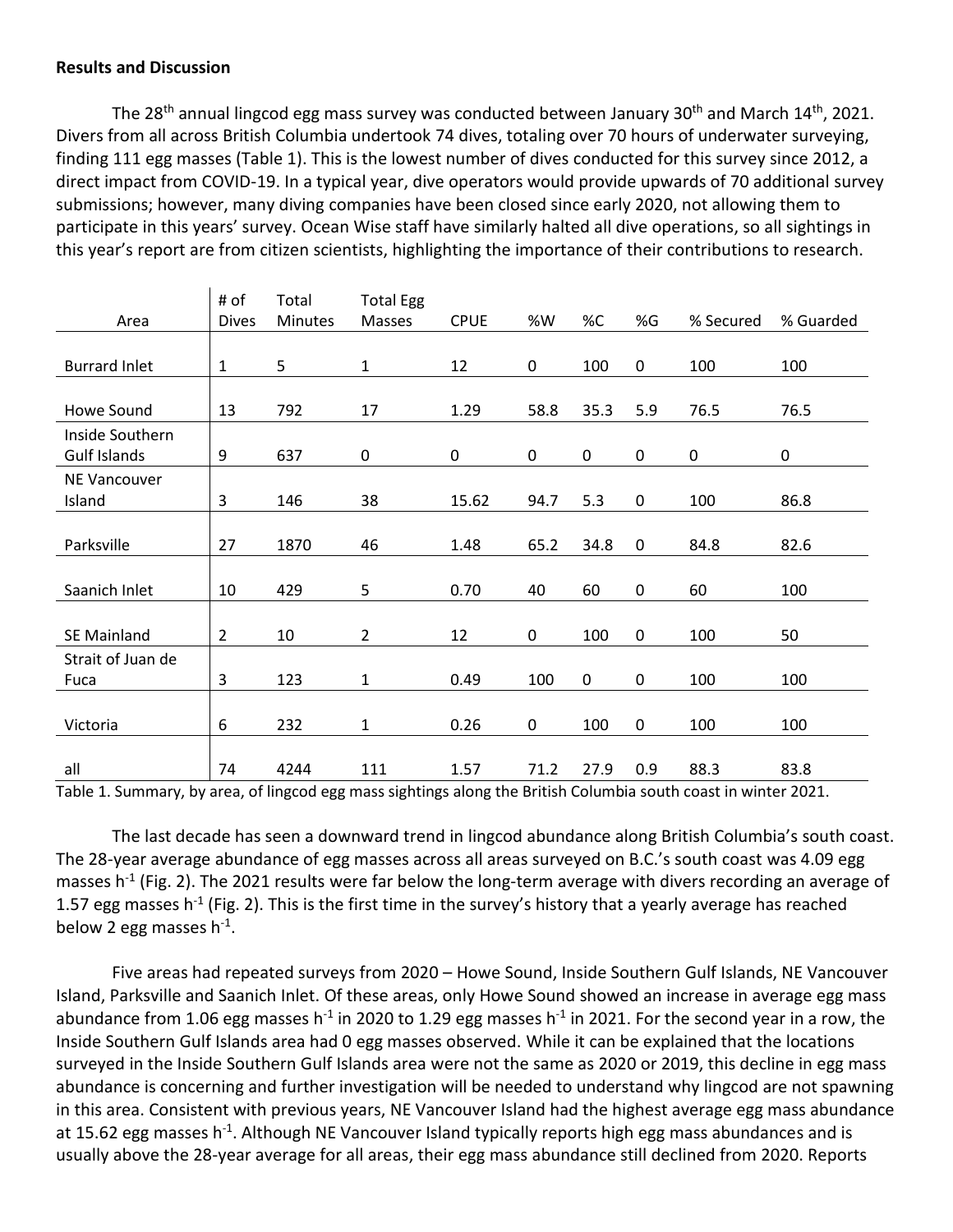**Results and Discussion**

The 28th annual lingcod egg mass survey was conducted between January 30th and March 14th, 2021. Divers from all across British Columbia undertook 74 dives, totaling over 70 hours of underwater surveying, finding 111 egg masses (Table 1). This is the lowest number of dives conducted for this survey since 2012, a direct impact from COVID-19. In a typical year, dive operators would provide upwards of 70 additional survey submissions; however, many diving companies have been closed since early 2020, not allowing them to participate in this years' survey. Ocean Wise staff have similarly halted all dive operations, so all sightings in this year's report are from citizen scientists, highlighting the importance of their contributions to research.

| Area | # of Dives | Total Minutes | Total Egg Masses | CPUE | %W | %C | %G | % Secured | % Guarded |
|---|---|---|---|---|---|---|---|---|---|
| Burrard Inlet | 1 | 5 | 1 | 12 | 0 | 100 | 0 | 100 | 100 |
| Howe Sound | 13 | 792 | 17 | 1.29 | 58.8 | 35.3 | 5.9 | 76.5 | 76.5 |
| Inside Southern Gulf Islands | 9 | 637 | 0 | 0 | 0 | 0 | 0 | 0 | 0 |
| NE Vancouver Island | 3 | 146 | 38 | 15.62 | 94.7 | 5.3 | 0 | 100 | 86.8 |
| Parksville | 27 | 1870 | 46 | 1.48 | 65.2 | 34.8 | 0 | 84.8 | 82.6 |
| Saanich Inlet | 10 | 429 | 5 | 0.70 | 40 | 60 | 0 | 60 | 100 |
| SE Mainland | 2 | 10 | 2 | 12 | 0 | 100 | 0 | 100 | 50 |
| Strait of Juan de Fuca | 3 | 123 | 1 | 0.49 | 100 | 0 | 0 | 100 | 100 |
| Victoria | 6 | 232 | 1 | 0.26 | 0 | 100 | 0 | 100 | 100 |
| all | 74 | 4244 | 111 | 1.57 | 71.2 | 27.9 | 0.9 | 88.3 | 83.8 |

Table 1. Summary, by area, of lingcod egg mass sightings along the British Columbia south coast in winter 2021.

The last decade has seen a downward trend in lingcod abundance along British Columbia's south coast. The 28-year average abundance of egg masses across all areas surveyed on B.C.'s south coast was 4.09 egg masses $h^{-1}$ (Fig. 2). The 2021 results were far below the long-term average with divers recording an average of 1.57 egg masses $h^{-1}$ (Fig. 2). This is the first time in the survey's history that a yearly average has reached below 2 egg masses $h^{-1}$.

Five areas had repeated surveys from 2020 – Howe Sound, Inside Southern Gulf Islands, NE Vancouver Island, Parksville and Saanich Inlet. Of these areas, only Howe Sound showed an increase in average egg mass abundance from 1.06 egg masses $h^{-1}$ in 2020 to 1.29 egg masses $h^{-1}$ in 2021. For the second year in a row, the Inside Southern Gulf Islands area had 0 egg masses observed. While it can be explained that the locations surveyed in the Inside Southern Gulf Islands area were not the same as 2020 or 2019, this decline in egg mass abundance is concerning and further investigation will be needed to understand why lingcod are not spawning in this area. Consistent with previous years, NE Vancouver Island had the highest average egg mass abundance at 15.62 egg masses $h^{-1}$. Although NE Vancouver Island typically reports high egg mass abundances and is usually above the 28-year average for all areas, their egg mass abundance still declined from 2020. Reports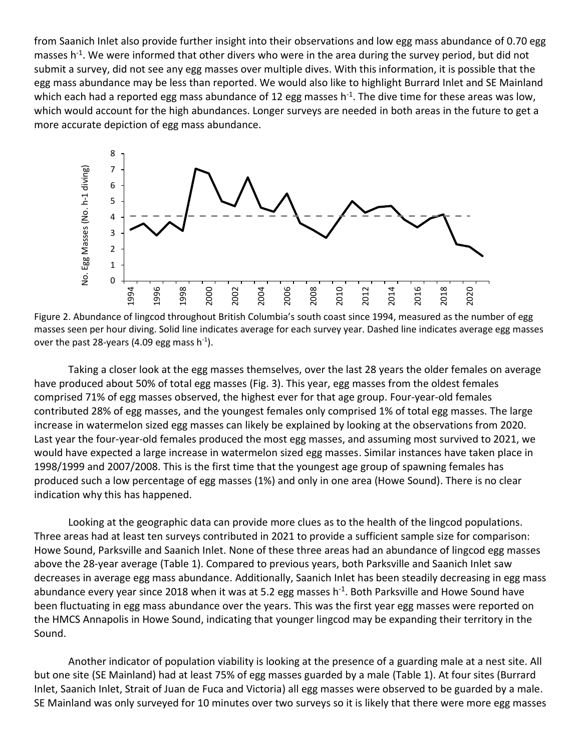from Saanich Inlet also provide further insight into their observations and low egg mass abundance of 0.70 egg masses $h^{-1}$. We were informed that other divers who were in the area during the survey period, but did not submit a survey, did not see any egg masses over multiple dives. With this information, it is possible that the egg mass abundance may be less than reported. We would also like to highlight Burrard Inlet and SE Mainland which each had a reported egg mass abundance of 12 egg masses $h^{-1}$. The dive time for these areas was low, which would account for the high abundances. Longer surveys are needed in both areas in the future to get a more accurate depiction of egg mass abundance.

Figure 2. Abundance of lingcod throughout British Columbia's south coast since 1994, measured as the number of egg masses seen per hour diving. Solid line indicates average for each survey year. Dashed line indicates average egg masses over the past 28-years (4.09 egg mass $h^{-1}$).

Taking a closer look at the egg masses themselves, over the last 28 years the older females on average have produced about 50% of total egg masses (Fig. 3). This year, egg masses from the oldest females comprised 71% of egg masses observed, the highest ever for that age group. Four-year-old females contributed 28% of egg masses, and the youngest females only comprised 1% of total egg masses. The large increase in watermelon sized egg masses can likely be explained by looking at the observations from 2020. Last year the four-year-old females produced the most egg masses, and assuming most survived to 2021, we would have expected a large increase in watermelon sized egg masses. Similar instances have taken place in 1998/1999 and 2007/2008. This is the first time that the youngest age group of spawning females has produced such a low percentage of egg masses (1%) and only in one area (Howe Sound). There is no clear indication why this has happened.

Looking at the geographic data can provide more clues as to the health of the lingcod populations. Three areas had at least ten surveys contributed in 2021 to provide a sufficient sample size for comparison: Howe Sound, Parksville and Saanich Inlet. None of these three areas had an abundance of lingcod egg masses above the 28-year average (Table 1). Compared to previous years, both Parksville and Saanich Inlet saw decreases in average egg mass abundance. Additionally, Saanich Inlet has been steadily decreasing in egg mass abundance every year since 2018 when it was at 5.2 egg masses $h^{-1}$. Both Parksville and Howe Sound have been fluctuating in egg mass abundance over the years. This was the first year egg masses were reported on the HMCS Annapolis in Howe Sound, indicating that younger lingcod may be expanding their territory in the Sound.

Another indicator of population viability is looking at the presence of a guarding male at a nest site. All but one site (SE Mainland) had at least 75% of egg masses guarded by a male (Table 1). At four sites (Burrard Inlet, Saanich Inlet, Strait of Juan de Fuca and Victoria) all egg masses were observed to be guarded by a male. SE Mainland was only surveyed for 10 minutes over two surveys so it is likely that there were more egg masses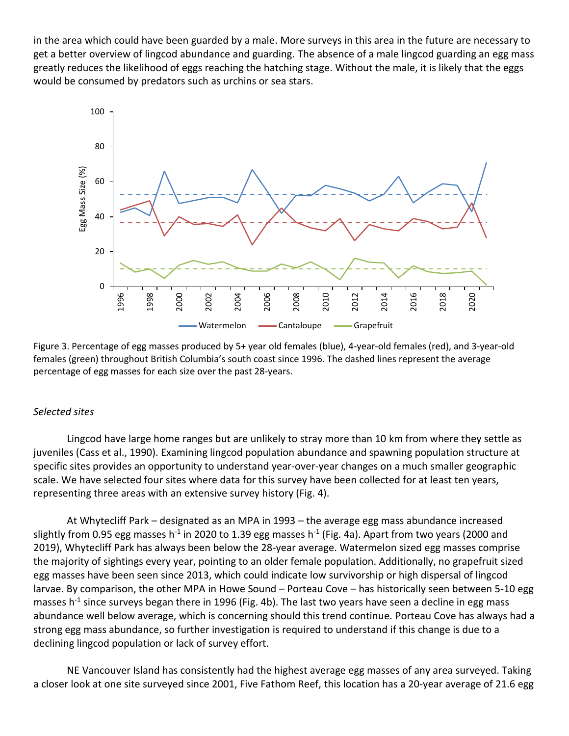in the area which could have been guarded by a male. More surveys in this area in the future are necessary to get a better overview of lingcod abundance and guarding. The absence of a male lingcod guarding an egg mass greatly reduces the likelihood of eggs reaching the hatching stage. Without the male, it is likely that the eggs would be consumed by predators such as urchins or sea stars.

Figure 3. Percentage of egg masses produced by 5+ year old females (blue), 4-year-old females (red), and 3-year-old females (green) throughout British Columbia's south coast since 1996. The dashed lines represent the average percentage of egg masses for each size over the past 28-years.

*Selected sites*

Lingcod have large home ranges but are unlikely to stray more than 10 km from where they settle as juveniles (Cass et al., 1990). Examining lingcod population abundance and spawning population structure at specific sites provides an opportunity to understand year-over-year changes on a much smaller geographic scale. We have selected four sites where data for this survey have been collected for at least ten years, representing three areas with an extensive survey history (Fig. 4).

At Whytecliff Park – designated as an MPA in 1993 – the average egg mass abundance increased slightly from 0.95 egg masses $h^{-1}$ in 2020 to 1.39 egg masses $h^{-1}$ (Fig. 4a). Apart from two years (2000 and 2019), Whytecliff Park has always been below the 28-year average. Watermelon sized egg masses comprise the majority of sightings every year, pointing to an older female population. Additionally, no grapefruit sized egg masses have been seen since 2013, which could indicate low survivorship or high dispersal of lingcod larvae. By comparison, the other MPA in Howe Sound – Porteau Cove – has historically seen between 5-10 egg masses $h^{-1}$ since surveys began there in 1996 (Fig. 4b). The last two years have seen a decline in egg mass abundance well below average, which is concerning should this trend continue. Porteau Cove has always had a strong egg mass abundance, so further investigation is required to understand if this change is due to a declining lingcod population or lack of survey effort.

NE Vancouver Island has consistently had the highest average egg masses of any area surveyed. Taking a closer look at one site surveyed since 2001, Five Fathom Reef, this location has a 20-year average of 21.6 egg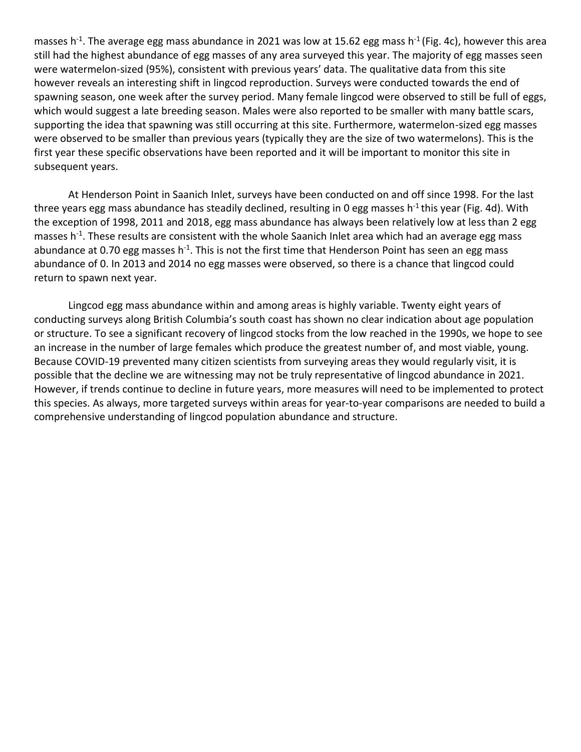masses $h^{-1}$. The average egg mass abundance in 2021 was low at 15.62 egg mass $h^{-1}$ (Fig. 4c), however this area still had the highest abundance of egg masses of any area surveyed this year. The majority of egg masses seen were watermelon-sized (95%), consistent with previous years' data. The qualitative data from this site however reveals an interesting shift in lingcod reproduction. Surveys were conducted towards the end of spawning season, one week after the survey period. Many female lingcod were observed to still be full of eggs, which would suggest a late breeding season. Males were also reported to be smaller with many battle scars, supporting the idea that spawning was still occurring at this site. Furthermore, watermelon-sized egg masses were observed to be smaller than previous years (typically they are the size of two watermelons). This is the first year these specific observations have been reported and it will be important to monitor this site in subsequent years.

At Henderson Point in Saanich Inlet, surveys have been conducted on and off since 1998. For the last three years egg mass abundance has steadily declined, resulting in 0 egg masses $h^{-1}$ this year (Fig. 4d). With the exception of 1998, 2011 and 2018, egg mass abundance has always been relatively low at less than 2 egg masses $h^{-1}$. These results are consistent with the whole Saanich Inlet area which had an average egg mass abundance at 0.70 egg masses $h^{-1}$. This is not the first time that Henderson Point has seen an egg mass abundance of 0. In 2013 and 2014 no egg masses were observed, so there is a chance that lingcod could return to spawn next year.

Lingcod egg mass abundance within and among areas is highly variable. Twenty eight years of conducting surveys along British Columbia's south coast has shown no clear indication about age population or structure. To see a significant recovery of lingcod stocks from the low reached in the 1990s, we hope to see an increase in the number of large females which produce the greatest number of, and most viable, young. Because COVID-19 prevented many citizen scientists from surveying areas they would regularly visit, it is possible that the decline we are witnessing may not be truly representative of lingcod abundance in 2021. However, if trends continue to decline in future years, more measures will need to be implemented to protect this species. As always, more targeted surveys within areas for year-to-year comparisons are needed to build a comprehensive understanding of lingcod population abundance and structure.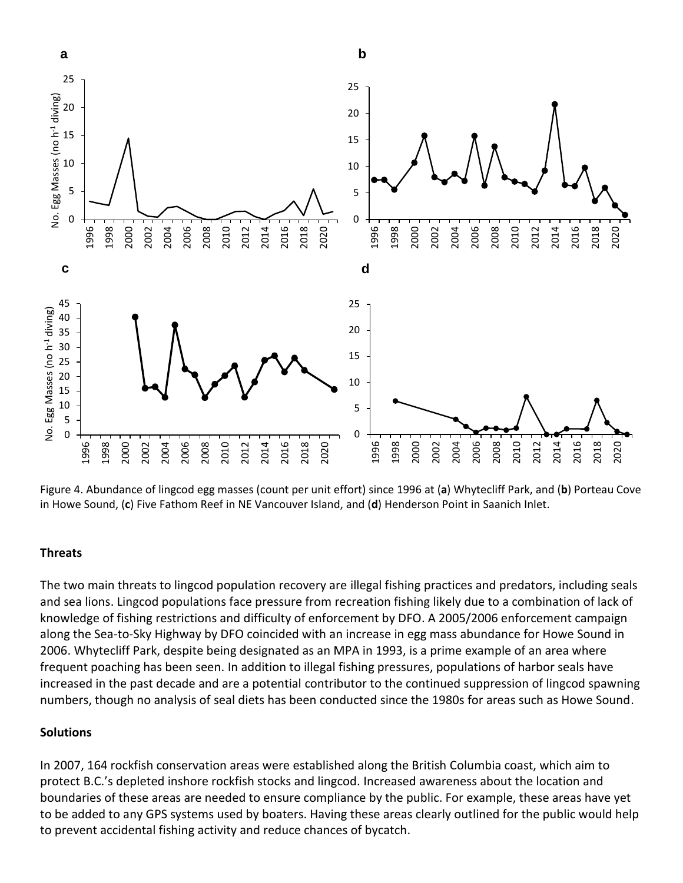Figure 4. Abundance of lingcod egg masses (count per unit effort) since 1996 at (**a**) Whytecliff Park, and (**b**) Porteau Cove in Howe Sound, (**c**) Five Fathom Reef in NE Vancouver Island, and (**d**) Henderson Point in Saanich Inlet.

### Threats

The two main threats to lingcod population recovery are illegal fishing practices and predators, including seals and sea lions. Lingcod populations face pressure from recreation fishing likely due to a combination of lack of knowledge of fishing restrictions and difficulty of enforcement by DFO. A 2005/2006 enforcement campaign along the Sea-to-Sky Highway by DFO coincided with an increase in egg mass abundance for Howe Sound in 2006. Whytecliff Park, despite being designated as an MPA in 1993, is a prime example of an area where frequent poaching has been seen. In addition to illegal fishing pressures, populations of harbor seals have increased in the past decade and are a potential contributor to the continued suppression of lingcod spawning numbers, though no analysis of seal diets has been conducted since the 1980s for areas such as Howe Sound.

### Solutions

In 2007, 164 rockfish conservation areas were established along the British Columbia coast, which aim to protect B.C.'s depleted inshore rockfish stocks and lingcod. Increased awareness about the location and boundaries of these areas are needed to ensure compliance by the public. For example, these areas have yet to be added to any GPS systems used by boaters. Having these areas clearly outlined for the public would help to prevent accidental fishing activity and reduce chances of bycatch.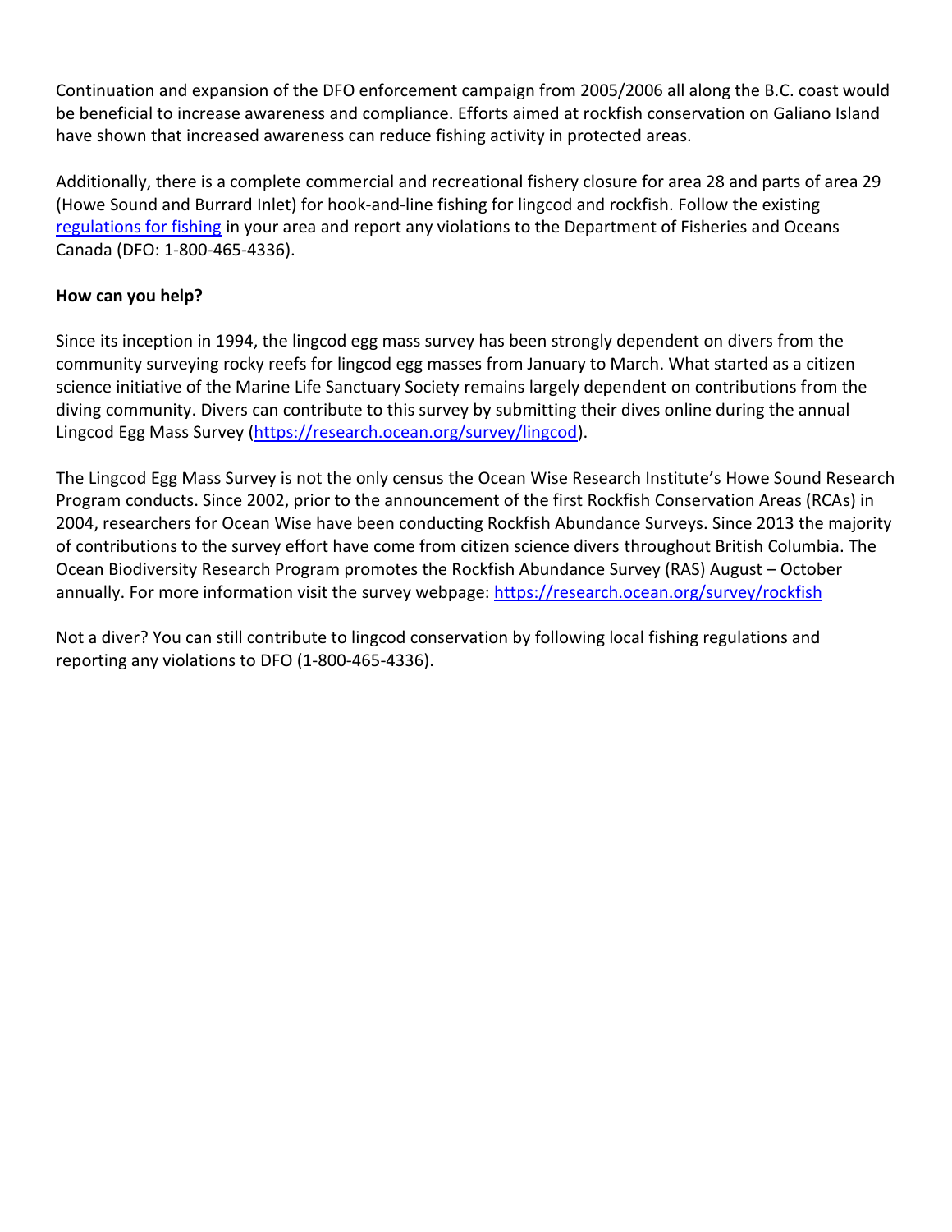Continuation and expansion of the DFO enforcement campaign from 2005/2006 all along the B.C. coast would be beneficial to increase awareness and compliance. Efforts aimed at rockfish conservation on Galiano Island have shown that increased awareness can reduce fishing activity in protected areas.

Additionally, there is a complete commercial and recreational fishery closure for area 28 and parts of area 29 (Howe Sound and Burrard Inlet) for hook-and-line fishing for lingcod and rockfish. Follow the existing regulations for fishing in your area and report any violations to the Department of Fisheries and Oceans Canada (DFO: 1-800-465-4336).

**How can you help?**

Since its inception in 1994, the lingcod egg mass survey has been strongly dependent on divers from the community surveying rocky reefs for lingcod egg masses from January to March. What started as a citizen science initiative of the Marine Life Sanctuary Society remains largely dependent on contributions from the diving community. Divers can contribute to this survey by submitting their dives online during the annual Lingcod Egg Mass Survey (https://research.ocean.org/survey/lingcod).

The Lingcod Egg Mass Survey is not the only census the Ocean Wise Research Institute's Howe Sound Research Program conducts. Since 2002, prior to the announcement of the first Rockfish Conservation Areas (RCAs) in 2004, researchers for Ocean Wise have been conducting Rockfish Abundance Surveys. Since 2013 the majority of contributions to the survey effort have come from citizen science divers throughout British Columbia. The Ocean Biodiversity Research Program promotes the Rockfish Abundance Survey (RAS) August – October annually. For more information visit the survey webpage: https://research.ocean.org/survey/rockfish

Not a diver? You can still contribute to lingcod conservation by following local fishing regulations and reporting any violations to DFO (1-800-465-4336).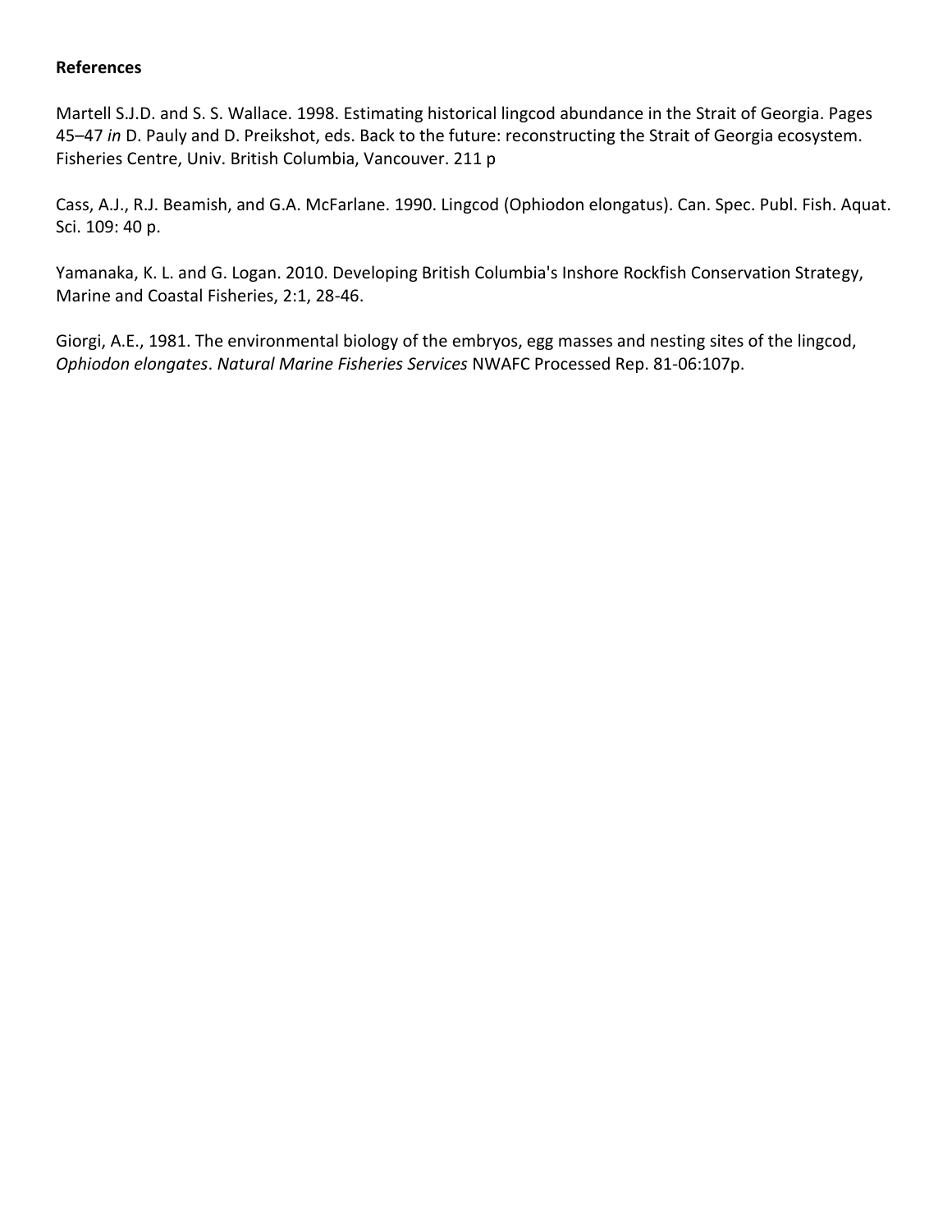**References**

Martell S.J.D. and S. S. Wallace. 1998. Estimating historical lingcod abundance in the Strait of Georgia. Pages 45–47 *in* D. Pauly and D. Preikshot, eds. Back to the future: reconstructing the Strait of Georgia ecosystem. Fisheries Centre, Univ. British Columbia, Vancouver. 211 p

Cass, A.J., R.J. Beamish, and G.A. McFarlane. 1990. Lingcod (Ophiodon elongatus). Can. Spec. Publ. Fish. Aquat. Sci. 109: 40 p.

Yamanaka, K. L. and G. Logan. 2010. Developing British Columbia's Inshore Rockfish Conservation Strategy, Marine and Coastal Fisheries, 2:1, 28-46.

Giorgi, A.E., 1981. The environmental biology of the embryos, egg masses and nesting sites of the lingcod, *Ophiodon elongates*. *Natural Marine Fisheries Services* NWAFC Processed Rep. 81-06:107p.